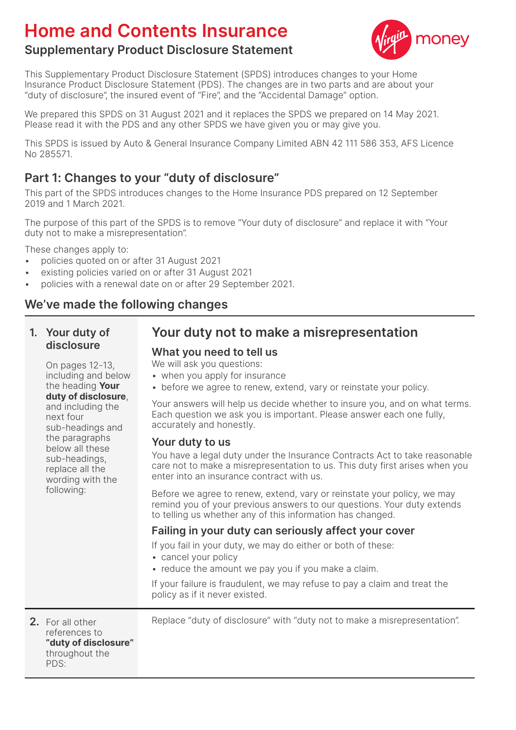# Home and Contents Insurance

## Supplementary Product Disclosure Statement

This Supplementary Product Disclosure Statement (SPDS) introduces changes to your Home Insurance Product Disclosure Statement (PDS). The changes are in two parts and are about your "duty of disclosure", the insured event of "Fire", and the "Accidental Damage" option.

We prepared this SPDS on 31 August 2021 and it replaces the SPDS we prepared on 14 May 2021. Please read it with the PDS and any other SPDS we have given you or may give you.

This SPDS is issued by Auto & General Insurance Company Limited ABN 42 111 586 353, AFS Licence No 285571.

## Part 1: Changes to your "duty of disclosure"

This part of the SPDS introduces changes to the Home Insurance PDS prepared on 12 September 2019 and 1 March 2021.

The purpose of this part of the SPDS is to remove "Your duty of disclosure" and replace it with "Your duty not to make a misrepresentation".

These changes apply to:

- policies quoted on or after 31 August 2021
- existing policies varied on or after 31 August 2021
- policies with a renewal date on or after 29 September 2021.

## We've made the following changes

### 1. Your duty of disclosure

On pages 12-13, including and below the heading **Your duty of disclosure**, and including the next four sub-headings and the paragraphs below all these sub-headings, replace all the wording with the following:

### Your duty not to make a misrepresentation

#### What you need to tell us

We will ask you questions:

- when you apply for insurance
- before we agree to renew, extend, vary or reinstate your policy.

Your answers will help us decide whether to insure you, and on what terms. Each question we ask you is important. Please answer each one fully, accurately and honestly.

#### Your duty to us

You have a legal duty under the Insurance Contracts Act to take reasonable care not to make a misrepresentation to us. This duty first arises when you enter into an insurance contract with us.

Before we agree to renew, extend, vary or reinstate your policy, we may remind you of your previous answers to our questions. Your duty extends to telling us whether any of this information has changed.

#### Failing in your duty can seriously affect your cover

If you fail in your duty, we may do either or both of these:

- cancel your policy
- reduce the amount we pay you if you make a claim.

If your failure is fraudulent, we may refuse to pay a claim and treat the policy as if it never existed.

### 2. For all other references to **"duty of disclosure"** throughout the PDS:

Replace "duty of disclosure" with "duty not to make a misrepresentation".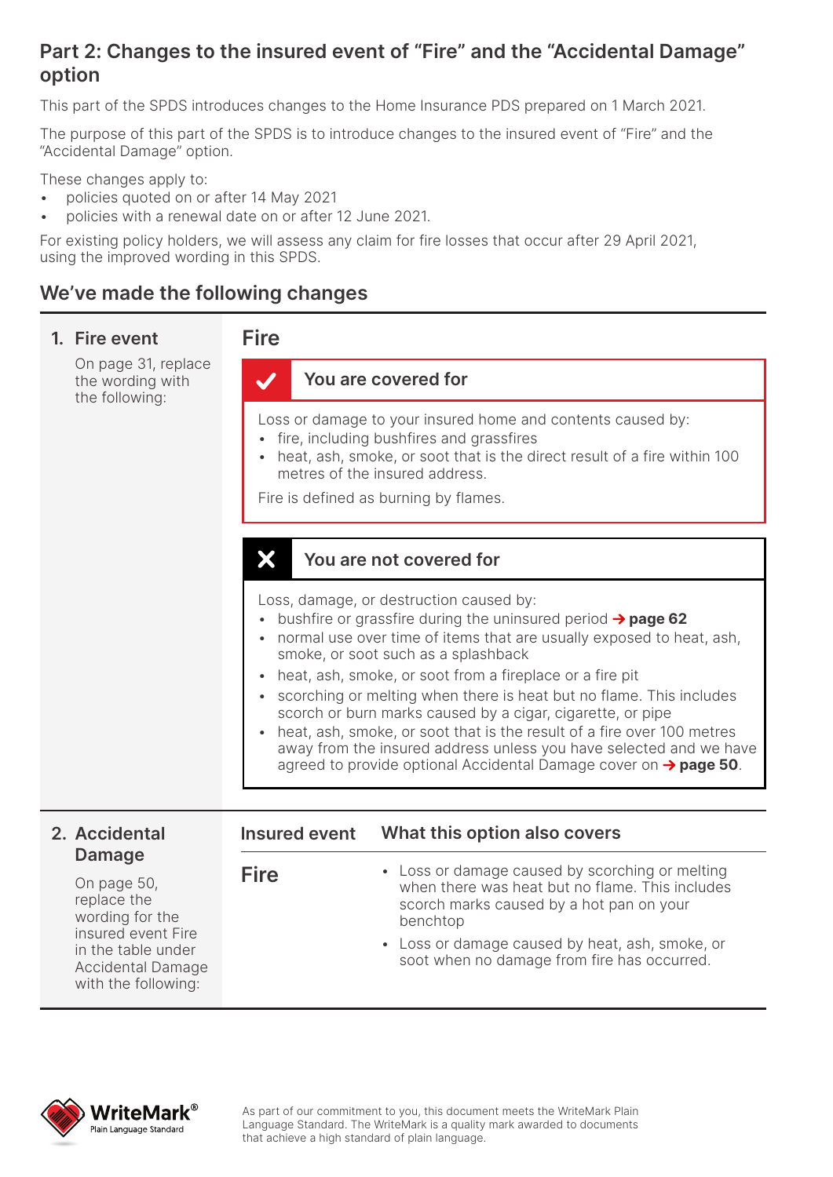## Part 2: Changes to the insured event of "Fire" and the "Accidental Damage" option

This part of the SPDS introduces changes to the Home Insurance PDS prepared on 1 March 2021.

The purpose of this part of the SPDS is to introduce changes to the insured event of "Fire" and the "Accidental Damage" option.

These changes apply to:

- policies quoted on or after 14 May 2021
- policies with a renewal date on or after 12 June 2021.

For existing policy holders, we will assess any claim for fire losses that occur after 29 April 2021, using the improved wording in this SPDS.

## We've made the following changes

### 1. Fire event

On page 31, replace the wording with the following:

**Fire**

**You are covered for**

Loss or damage to your insured home and contents caused by:

- fire, including bushfires and grassfires
- heat, ash, smoke, or soot that is the direct result of a fire within 100 metres of the insured address.

Fire is defined as burning by flames.

**You are not covered for**

Loss, damage, or destruction caused by:

- bushfire or grassfire during the uninsured period → **page 62**
- normal use over time of items that are usually exposed to heat, ash, smoke, or soot such as a splashback
- heat, ash, smoke, or soot from a fireplace or a fire pit
- scorching or melting when there is heat but no flame. This includes scorch or burn marks caused by a cigar, cigarette, or pipe
- heat, ash, smoke, or soot that is the result of a fire over 100 metres away from the insured address unless you have selected and we have agreed to provide optional Accidental Damage cover on → **page 50**.

### 2. Accidental Damage

On page 50, replace the wording for the insured event Fire in the table under Accidental Damage with the following:

| Insured event | What this option also covers |
|---|---|
| **Fire** | • Loss or damage caused by scorching or melting when there was heat but no flame. This includes scorch marks caused by a hot pan on your benchtop<br>• Loss or damage caused by heat, ash, smoke, or soot when no damage from fire has occurred. |

WriteMark® Plain Language Standard

As part of our commitment to you, this document meets the WriteMark Plain Language Standard. The WriteMark is a quality mark awarded to documents that achieve a high standard of plain language.